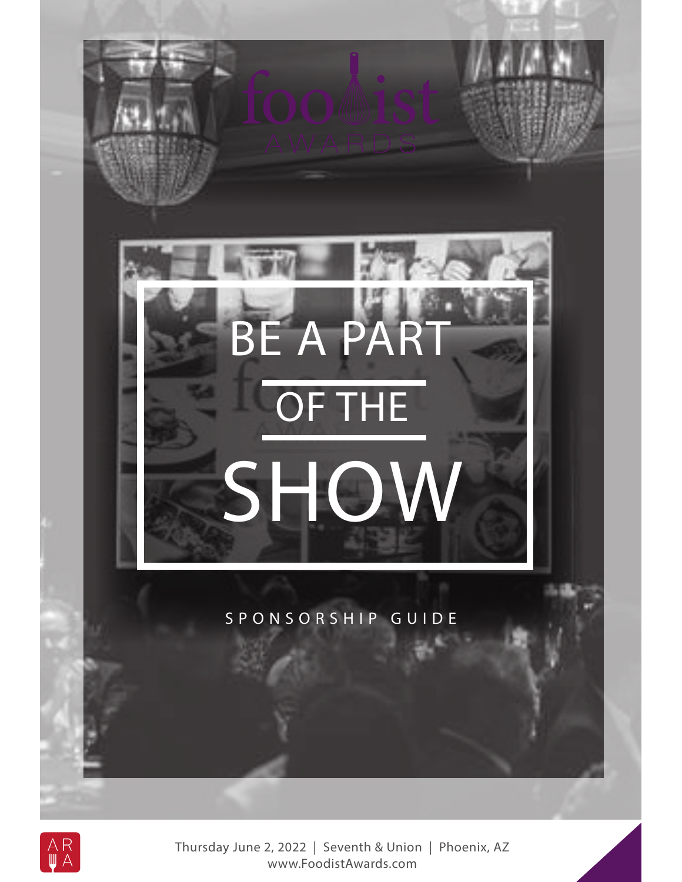# foodist AWARDS

# BE A PART OF THE SHOW

SPONSORSHIP GUIDE

ARA

Thursday June 2, 2022 | Seventh & Union | Phoenix, AZ
www.FoodistAwards.com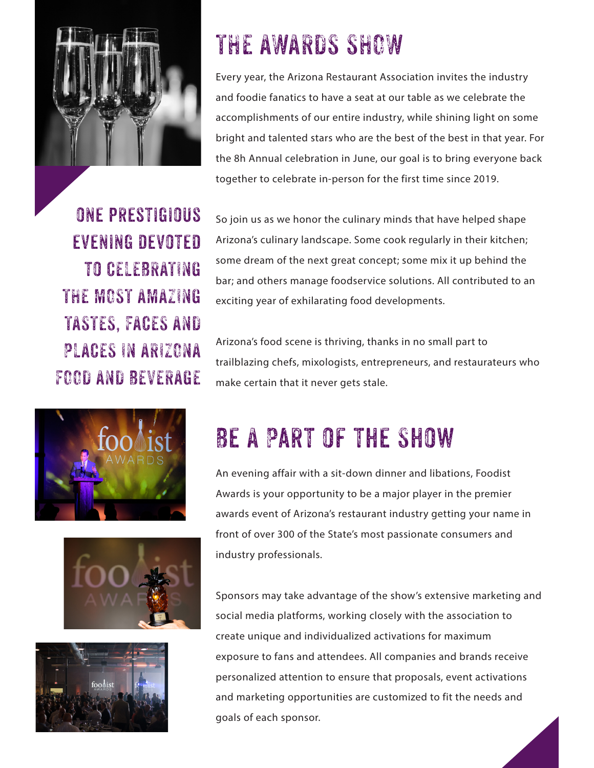# THE AWARDS SHOW

Every year, the Arizona Restaurant Association invites the industry and foodie fanatics to have a seat at our table as we celebrate the accomplishments of our entire industry, while shining light on some bright and talented stars who are the best of the best in that year. For the 8h Annual celebration in June, our goal is to bring everyone back together to celebrate in-person for the first time since 2019.

**ONE PRESTIGIOUS EVENING DEVOTED TO CELEBRATING THE MOST AMAZING TASTES, FACES AND PLACES IN ARIZONA FOOD AND BEVERAGE**

So join us as we honor the culinary minds that have helped shape Arizona's culinary landscape. Some cook regularly in their kitchen; some dream of the next great concept; some mix it up behind the bar; and others manage foodservice solutions. All contributed to an exciting year of exhilarating food developments.

Arizona's food scene is thriving, thanks in no small part to trailblazing chefs, mixologists, entrepreneurs, and restaurateurs who make certain that it never gets stale.

# BE A PART OF THE SHOW

An evening affair with a sit-down dinner and libations, Foodist Awards is your opportunity to be a major player in the premier awards event of Arizona's restaurant industry getting your name in front of over 300 of the State's most passionate consumers and industry professionals.

Sponsors may take advantage of the show's extensive marketing and social media platforms, working closely with the association to create unique and individualized activations for maximum exposure to fans and attendees. All companies and brands receive personalized attention to ensure that proposals, event activations and marketing opportunities are customized to fit the needs and goals of each sponsor.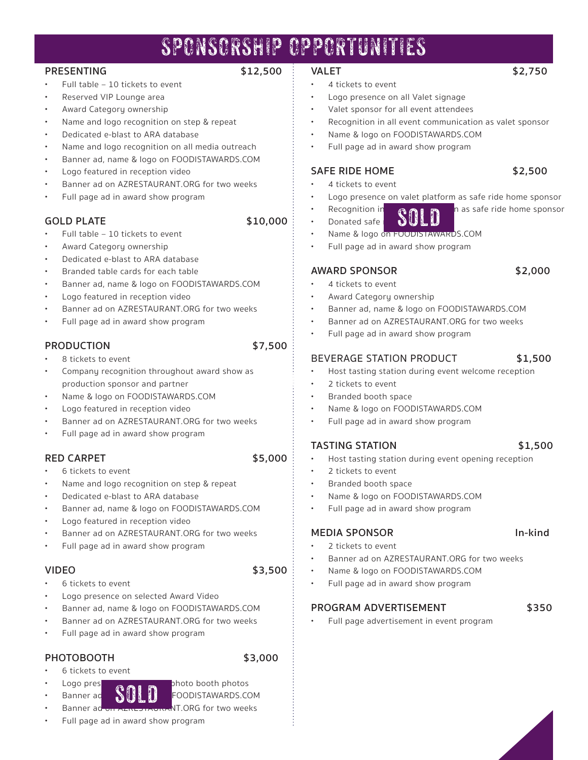# SPONSORSHIP OPPORTUNITIES

## PRESENTING $12,500

- Full table – 10 tickets to event
- Reserved VIP Lounge area
- Award Category ownership
- Name and logo recognition on step & repeat
- Dedicated e-blast to ARA database
- Name and logo recognition on all media outreach
- Banner ad, name & logo on FOODISTAWARDS.COM
- Logo featured in reception video
- Banner ad on AZRESTAURANT.ORG for two weeks
- Full page ad in award show program

## GOLD PLATE $10,000

- Full table – 10 tickets to event
- Award Category ownership
- Dedicated e-blast to ARA database
- Branded table cards for each table
- Banner ad, name & logo on FOODISTAWARDS.COM
- Logo featured in reception video
- Banner ad on AZRESTAURANT.ORG for two weeks
- Full page ad in award show program

## PRODUCTION $7,500

- 8 tickets to event
- Company recognition throughout award show as production sponsor and partner
- Name & logo on FOODISTAWARDS.COM
- Logo featured in reception video
- Banner ad on AZRESTAURANT.ORG for two weeks
- Full page ad in award show program

## RED CARPET $5,000

- 6 tickets to event
- Name and logo recognition on step & repeat
- Dedicated e-blast to ARA database
- Banner ad, name & logo on FOODISTAWARDS.COM
- Logo featured in reception video
- Banner ad on AZRESTAURANT.ORG for two weeks
- Full page ad in award show program

## VIDEO $3,500

- 6 tickets to event
- Logo presence on selected Award Video
- Banner ad, name & logo on FOODISTAWARDS.COM
- Banner ad on AZRESTAURANT.ORG for two weeks
- Full page ad in award show program

## PHOTOBOOTH $3,000

**SOLD**

- 6 tickets to event
- Logo pres... photo booth photos
- Banner ad... FOODISTAWARDS.COM
- Banner ad ...NT.ORG for two weeks
- Full page ad in award show program

## VALET $2,750

- 4 tickets to event
- Logo presence on all Valet signage
- Valet sponsor for all event attendees
- Recognition in all event communication as valet sponsor
- Name & logo on FOODISTAWARDS.COM
- Full page ad in award show program

## SAFE RIDE HOME $2,500

**SOLD**

- 4 tickets to event
- Logo presence on valet platform as safe ride home sponsor
- Recognition in ... n as safe ride home sponsor
- Donated safe ...
- Name & logo on FOODISTAWARDS.COM
- Full page ad in award show program

## AWARD SPONSOR $2,000

- 4 tickets to event
- Award Category ownership
- Banner ad, name & logo on FOODISTAWARDS.COM
- Banner ad on AZRESTAURANT.ORG for two weeks
- Full page ad in award show program

## BEVERAGE STATION PRODUCT $1,500

- Host tasting station during event welcome reception
- 2 tickets to event
- Branded booth space
- Name & logo on FOODISTAWARDS.COM
- Full page ad in award show program

## TASTING STATION $1,500

- Host tasting station during event opening reception
- 2 tickets to event
- Branded booth space
- Name & logo on FOODISTAWARDS.COM
- Full page ad in award show program

## MEDIA SPONSOR In-kind

- 2 tickets to event
- Banner ad on AZRESTAURANT.ORG for two weeks
- Name & logo on FOODISTAWARDS.COM
- Full page ad in award show program

## PROGRAM ADVERTISEMENT $350

- Full page advertisement in event program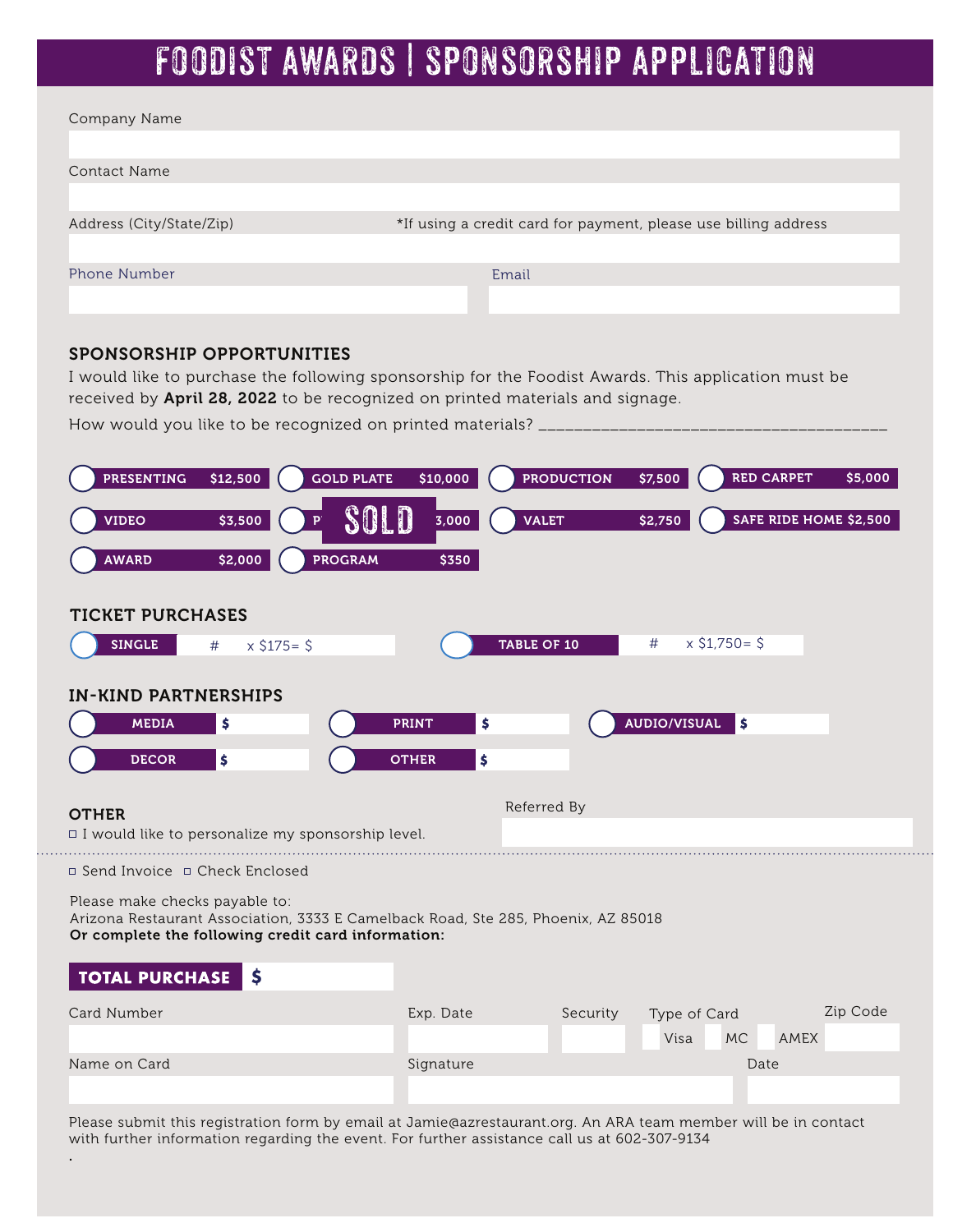# FOODIST AWARDS | SPONSORSHIP APPLICATION

Company Name

Contact Name

Address (City/State/Zip) *If using a credit card for payment, please use billing address

Phone Number

Email

## SPONSORSHIP OPPORTUNITIES

I would like to purchase the following sponsorship for the Foodist Awards. This application must be received by **April 28, 2022** to be recognized on printed materials and signage.

How would you like to be recognized on printed materials? _______________________________________

- PRESENTING $12,500
- GOLD PLATE $10,000
- PRODUCTION $7,500
- RED CARPET $5,000
- VIDEO $3,500
- P... $3,000 — SOLD
- VALET $2,750
- SAFE RIDE HOME $2,500
- AWARD $2,000
- PROGRAM $350

## TICKET PURCHASES

- SINGLE # x $175= $
- TABLE OF 10 # x $1,750= $

## IN-KIND PARTNERSHIPS

- MEDIA $
- PRINT $
- AUDIO/VISUAL $
- DECOR $
- OTHER $

## OTHER

☐ I would like to personalize my sponsorship level.

Referred By

☐ Send Invoice ☐ Check Enclosed

Please make checks payable to:
Arizona Restaurant Association, 3333 E Camelback Road, Ste 285, Phoenix, AZ 85018
**Or complete the following credit card information:**

**TOTAL PURCHASE $**

Card Number

Exp. Date

Security

Type of Card ☐ Visa ☐ MC ☐ AMEX

Zip Code

Name on Card

Signature

Date

Please submit this registration form by email at Jamie@azrestaurant.org. An ARA team member will be in contact with further information regarding the event. For further assistance call us at 602-307-9134